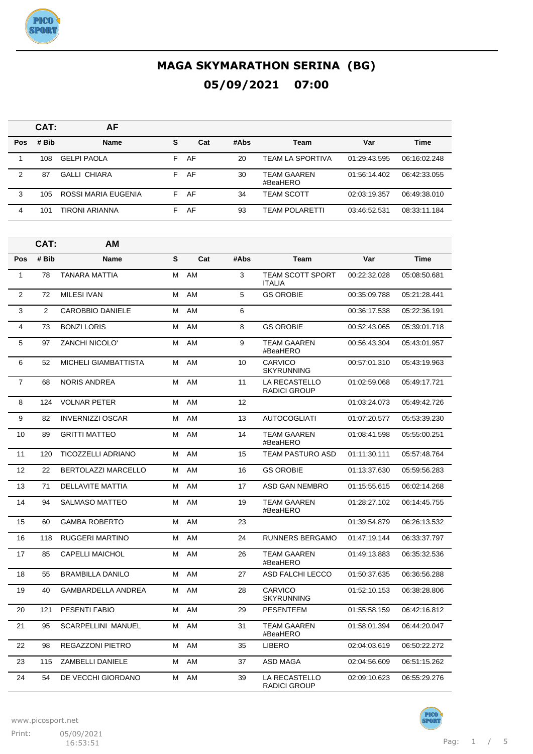# MAGA SKYMARATHON SERINA (BG)

## 05/09/2021 07:00

**CAT: AF**

| Pos | # Bib | Name | S | Cat | #Abs | Team | Var | Time |
|---|---|---|---|---|---|---|---|---|
| 1 | 108 | GELPI PAOLA | F | AF | 20 | TEAM LA SPORTIVA | 01:29:43.595 | 06:16:02.248 |
| 2 | 87 | GALLI CHIARA | F | AF | 30 | TEAM GAAREN #BeaHERO | 01:56:14.402 | 06:42:33.055 |
| 3 | 105 | ROSSI MARIA EUGENIA | F | AF | 34 | TEAM SCOTT | 02:03:19.357 | 06:49:38.010 |
| 4 | 101 | TIRONI ARIANNA | F | AF | 93 | TEAM POLARETTI | 03:46:52.531 | 08:33:11.184 |

**CAT: AM**

| Pos | # Bib | Name | S | Cat | #Abs | Team | Var | Time |
|---|---|---|---|---|---|---|---|---|
| 1 | 78 | TANARA MATTIA | M | AM | 3 | TEAM SCOTT SPORT ITALIA | 00:22:32.028 | 05:08:50.681 |
| 2 | 72 | MILESI IVAN | M | AM | 5 | GS OROBIE | 00:35:09.788 | 05:21:28.441 |
| 3 | 2 | CAROBBIO DANIELE | M | AM | 6 | | 00:36:17.538 | 05:22:36.191 |
| 4 | 73 | BONZI LORIS | M | AM | 8 | GS OROBIE | 00:52:43.065 | 05:39:01.718 |
| 5 | 97 | ZANCHI NICOLO' | M | AM | 9 | TEAM GAAREN #BeaHERO | 00:56:43.304 | 05:43:01.957 |
| 6 | 52 | MICHELI GIAMBATTISTA | M | AM | 10 | CARVICO SKYRUNNING | 00:57:01.310 | 05:43:19.963 |
| 7 | 68 | NORIS ANDREA | M | AM | 11 | LA RECASTELLO RADICI GROUP | 01:02:59.068 | 05:49:17.721 |
| 8 | 124 | VOLNAR PETER | M | AM | 12 | | 01:03:24.073 | 05:49:42.726 |
| 9 | 82 | INVERNIZZI OSCAR | M | AM | 13 | AUTOCOGLIATI | 01:07:20.577 | 05:53:39.230 |
| 10 | 89 | GRITTI MATTEO | M | AM | 14 | TEAM GAAREN #BeaHERO | 01:08:41.598 | 05:55:00.251 |
| 11 | 120 | TICOZZELLI ADRIANO | M | AM | 15 | TEAM PASTURO ASD | 01:11:30.111 | 05:57:48.764 |
| 12 | 22 | BERTOLAZZI MARCELLO | M | AM | 16 | GS OROBIE | 01:13:37.630 | 05:59:56.283 |
| 13 | 71 | DELLAVITE MATTIA | M | AM | 17 | ASD GAN NEMBRO | 01:15:55.615 | 06:02:14.268 |
| 14 | 94 | SALMASO MATTEO | M | AM | 19 | TEAM GAAREN #BeaHERO | 01:28:27.102 | 06:14:45.755 |
| 15 | 60 | GAMBA ROBERTO | M | AM | 23 | | 01:39:54.879 | 06:26:13.532 |
| 16 | 118 | RUGGERI MARTINO | M | AM | 24 | RUNNERS BERGAMO | 01:47:19.144 | 06:33:37.797 |
| 17 | 85 | CAPELLI MAICHOL | M | AM | 26 | TEAM GAAREN #BeaHERO | 01:49:13.883 | 06:35:32.536 |
| 18 | 55 | BRAMBILLA DANILO | M | AM | 27 | ASD FALCHI LECCO | 01:50:37.635 | 06:36:56.288 |
| 19 | 40 | GAMBARDELLA ANDREA | M | AM | 28 | CARVICO SKYRUNNING | 01:52:10.153 | 06:38:28.806 |
| 20 | 121 | PESENTI FABIO | M | AM | 29 | PESENTEEM | 01:55:58.159 | 06:42:16.812 |
| 21 | 95 | SCARPELLINI MANUEL | M | AM | 31 | TEAM GAAREN #BeaHERO | 01:58:01.394 | 06:44:20.047 |
| 22 | 98 | REGAZZONI PIETRO | M | AM | 35 | LIBERO | 02:04:03.619 | 06:50:22.272 |
| 23 | 115 | ZAMBELLI DANIELE | M | AM | 37 | ASD MAGA | 02:04:56.609 | 06:51:15.262 |
| 24 | 54 | DE VECCHI GIORDANO | M | AM | 39 | LA RECASTELLO RADICI GROUP | 02:09:10.623 | 06:55:29.276 |

www.picosport.net

Print: 05/09/2021 16:53:51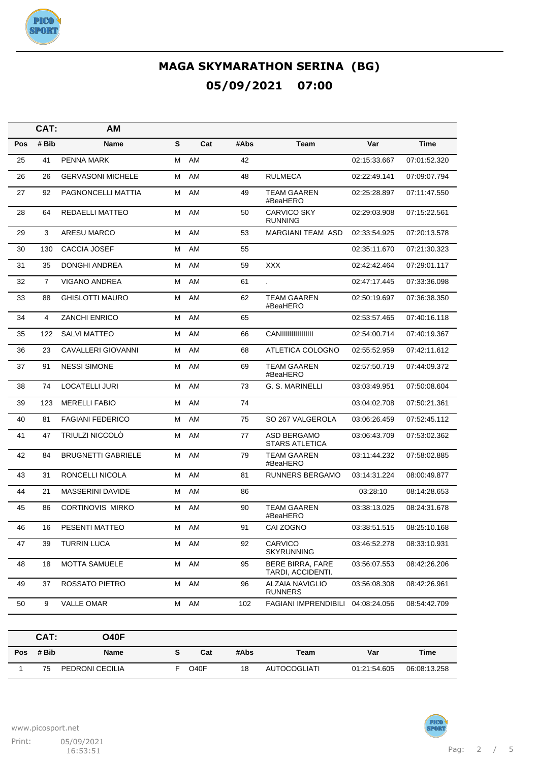# MAGA SKYMARATHON SERINA (BG)

## 05/09/2021 07:00

**CAT: AM**

| Pos | # Bib | Name | S | Cat | #Abs | Team | Var | Time |
|---|---|---|---|---|---|---|---|---|
| 25 | 41 | PENNA MARK | M | AM | 42 | | 02:15:33.667 | 07:01:52.320 |
| 26 | 26 | GERVASONI MICHELE | M | AM | 48 | RULMECA | 02:22:49.141 | 07:09:07.794 |
| 27 | 92 | PAGNONCELLI MATTIA | M | AM | 49 | TEAM GAAREN #BeaHERO | 02:25:28.897 | 07:11:47.550 |
| 28 | 64 | REDAELLI MATTEO | M | AM | 50 | CARVICO SKY RUNNING | 02:29:03.908 | 07:15:22.561 |
| 29 | 3 | ARESU MARCO | M | AM | 53 | MARGIANI TEAM ASD | 02:33:54.925 | 07:20:13.578 |
| 30 | 130 | CACCIA JOSEF | M | AM | 55 | | 02:35:11.670 | 07:21:30.323 |
| 31 | 35 | DONGHI ANDREA | M | AM | 59 | XXX | 02:42:42.464 | 07:29:01.117 |
| 32 | 7 | VIGANO ANDREA | M | AM | 61 | . | 02:47:17.445 | 07:33:36.098 |
| 33 | 88 | GHISLOTTI MAURO | M | AM | 62 | TEAM GAAREN #BeaHERO | 02:50:19.697 | 07:36:38.350 |
| 34 | 4 | ZANCHI ENRICO | M | AM | 65 | | 02:53:57.465 | 07:40:16.118 |
| 35 | 122 | SALVI MATTEO | M | AM | 66 | CANIIIIIIIIIIIIIII | 02:54:00.714 | 07:40:19.367 |
| 36 | 23 | CAVALLERI GIOVANNI | M | AM | 68 | ATLETICA COLOGNO | 02:55:52.959 | 07:42:11.612 |
| 37 | 91 | NESSI SIMONE | M | AM | 69 | TEAM GAAREN #BeaHERO | 02:57:50.719 | 07:44:09.372 |
| 38 | 74 | LOCATELLI JURI | M | AM | 73 | G. S. MARINELLI | 03:03:49.951 | 07:50:08.604 |
| 39 | 123 | MERELLI FABIO | M | AM | 74 | | 03:04:02.708 | 07:50:21.361 |
| 40 | 81 | FAGIANI FEDERICO | M | AM | 75 | SO 267 VALGEROLA | 03:06:26.459 | 07:52:45.112 |
| 41 | 47 | TRIULZI NICCOLÒ | M | AM | 77 | ASD BERGAMO STARS ATLETICA | 03:06:43.709 | 07:53:02.362 |
| 42 | 84 | BRUGNETTI GABRIELE | M | AM | 79 | TEAM GAAREN #BeaHERO | 03:11:44.232 | 07:58:02.885 |
| 43 | 31 | RONCELLI NICOLA | M | AM | 81 | RUNNERS BERGAMO | 03:14:31.224 | 08:00:49.877 |
| 44 | 21 | MASSERINI DAVIDE | M | AM | 86 | | 03:28:10 | 08:14:28.653 |
| 45 | 86 | CORTINOVIS MIRKO | M | AM | 90 | TEAM GAAREN #BeaHERO | 03:38:13.025 | 08:24:31.678 |
| 46 | 16 | PESENTI MATTEO | M | AM | 91 | CAI ZOGNO | 03:38:51.515 | 08:25:10.168 |
| 47 | 39 | TURRIN LUCA | M | AM | 92 | CARVICO SKYRUNNING | 03:46:52.278 | 08:33:10.931 |
| 48 | 18 | MOTTA SAMUELE | M | AM | 95 | BERE BIRRA, FARE TARDI, ACCIDENTI. | 03:56:07.553 | 08:42:26.206 |
| 49 | 37 | ROSSATO PIETRO | M | AM | 96 | ALZAIA NAVIGLIO RUNNERS | 03:56:08.308 | 08:42:26.961 |
| 50 | 9 | VALLE OMAR | M | AM | 102 | FAGIANI IMPRENDIBILI | 04:08:24.056 | 08:54:42.709 |

**CAT: O40F**

| Pos | # Bib | Name | S | Cat | #Abs | Team | Var | Time |
|---|---|---|---|---|---|---|---|---|
| 1 | 75 | PEDRONI CECILIA | F | O40F | 18 | AUTOCOGLIATI | 01:21:54.605 | 06:08:13.258 |

www.picosport.net

Print: 05/09/2021 16:53:51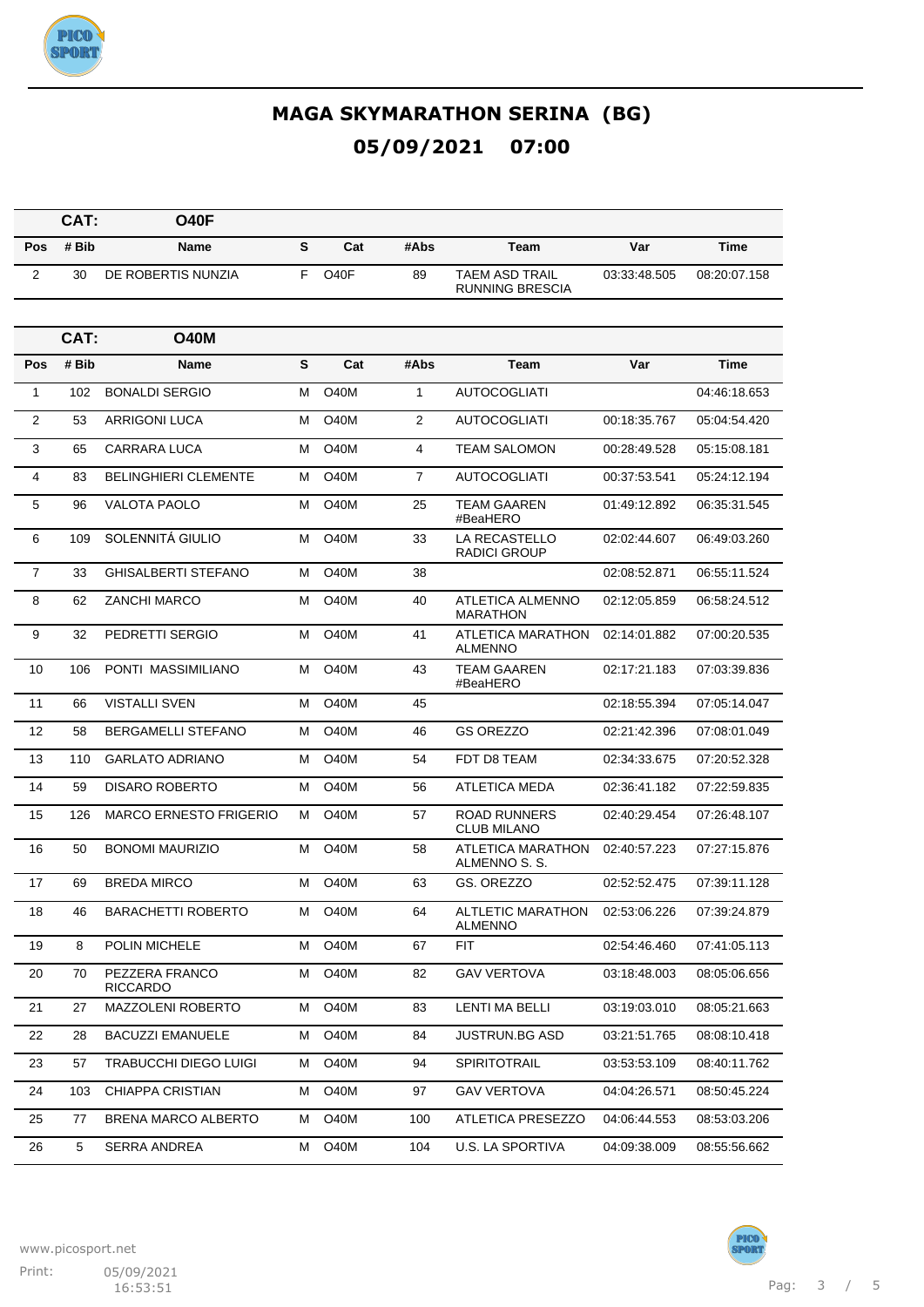# MAGA SKYMARATHON SERINA (BG)

## 05/09/2021 07:00

**CAT: O40F**

| Pos | # Bib | Name | S | Cat | #Abs | Team | Var | Time |
|---|---|---|---|---|---|---|---|---|
| 2 | 30 | DE ROBERTIS NUNZIA | F | O40F | 89 | TAEM ASD TRAIL RUNNING BRESCIA | 03:33:48.505 | 08:20:07.158 |

**CAT: O40M**

| Pos | # Bib | Name | S | Cat | #Abs | Team | Var | Time |
|---|---|---|---|---|---|---|---|---|
| 1 | 102 | BONALDI SERGIO | M | O40M | 1 | AUTOCOGLIATI | | 04:46:18.653 |
| 2 | 53 | ARRIGONI LUCA | M | O40M | 2 | AUTOCOGLIATI | 00:18:35.767 | 05:04:54.420 |
| 3 | 65 | CARRARA LUCA | M | O40M | 4 | TEAM SALOMON | 00:28:49.528 | 05:15:08.181 |
| 4 | 83 | BELINGHIERI CLEMENTE | M | O40M | 7 | AUTOCOGLIATI | 00:37:53.541 | 05:24:12.194 |
| 5 | 96 | VALOTA PAOLO | M | O40M | 25 | TEAM GAAREN #BeaHERO | 01:49:12.892 | 06:35:31.545 |
| 6 | 109 | SOLENNITÁ GIULIO | M | O40M | 33 | LA RECASTELLO RADICI GROUP | 02:02:44.607 | 06:49:03.260 |
| 7 | 33 | GHISALBERTI STEFANO | M | O40M | 38 | | 02:08:52.871 | 06:55:11.524 |
| 8 | 62 | ZANCHI MARCO | M | O40M | 40 | ATLETICA ALMENNO MARATHON | 02:12:05.859 | 06:58:24.512 |
| 9 | 32 | PEDRETTI SERGIO | M | O40M | 41 | ATLETICA MARATHON ALMENNO | 02:14:01.882 | 07:00:20.535 |
| 10 | 106 | PONTI MASSIMILIANO | M | O40M | 43 | TEAM GAAREN #BeaHERO | 02:17:21.183 | 07:03:39.836 |
| 11 | 66 | VISTALLI SVEN | M | O40M | 45 | | 02:18:55.394 | 07:05:14.047 |
| 12 | 58 | BERGAMELLI STEFANO | M | O40M | 46 | GS OREZZO | 02:21:42.396 | 07:08:01.049 |
| 13 | 110 | GARLATO ADRIANO | M | O40M | 54 | FDT D8 TEAM | 02:34:33.675 | 07:20:52.328 |
| 14 | 59 | DISARO ROBERTO | M | O40M | 56 | ATLETICA MEDA | 02:36:41.182 | 07:22:59.835 |
| 15 | 126 | MARCO ERNESTO FRIGERIO | M | O40M | 57 | ROAD RUNNERS CLUB MILANO | 02:40:29.454 | 07:26:48.107 |
| 16 | 50 | BONOMI MAURIZIO | M | O40M | 58 | ATLETICA MARATHON ALMENNO S. S. | 02:40:57.223 | 07:27:15.876 |
| 17 | 69 | BREDA MIRCO | M | O40M | 63 | GS. OREZZO | 02:52:52.475 | 07:39:11.128 |
| 18 | 46 | BARACHETTI ROBERTO | M | O40M | 64 | ALTLETIC MARATHON ALMENNO | 02:53:06.226 | 07:39:24.879 |
| 19 | 8 | POLIN MICHELE | M | O40M | 67 | FIT | 02:54:46.460 | 07:41:05.113 |
| 20 | 70 | PEZZERA FRANCO RICCARDO | M | O40M | 82 | GAV VERTOVA | 03:18:48.003 | 08:05:06.656 |
| 21 | 27 | MAZZOLENI ROBERTO | M | O40M | 83 | LENTI MA BELLI | 03:19:03.010 | 08:05:21.663 |
| 22 | 28 | BACUZZI EMANUELE | M | O40M | 84 | JUSTRUN.BG ASD | 03:21:51.765 | 08:08:10.418 |
| 23 | 57 | TRABUCCHI DIEGO LUIGI | M | O40M | 94 | SPIRITOTRAIL | 03:53:53.109 | 08:40:11.762 |
| 24 | 103 | CHIAPPA CRISTIAN | M | O40M | 97 | GAV VERTOVA | 04:04:26.571 | 08:50:45.224 |
| 25 | 77 | BRENA MARCO ALBERTO | M | O40M | 100 | ATLETICA PRESEZZO | 04:06:44.553 | 08:53:03.206 |
| 26 | 5 | SERRA ANDREA | M | O40M | 104 | U.S. LA SPORTIVA | 04:09:38.009 | 08:55:56.662 |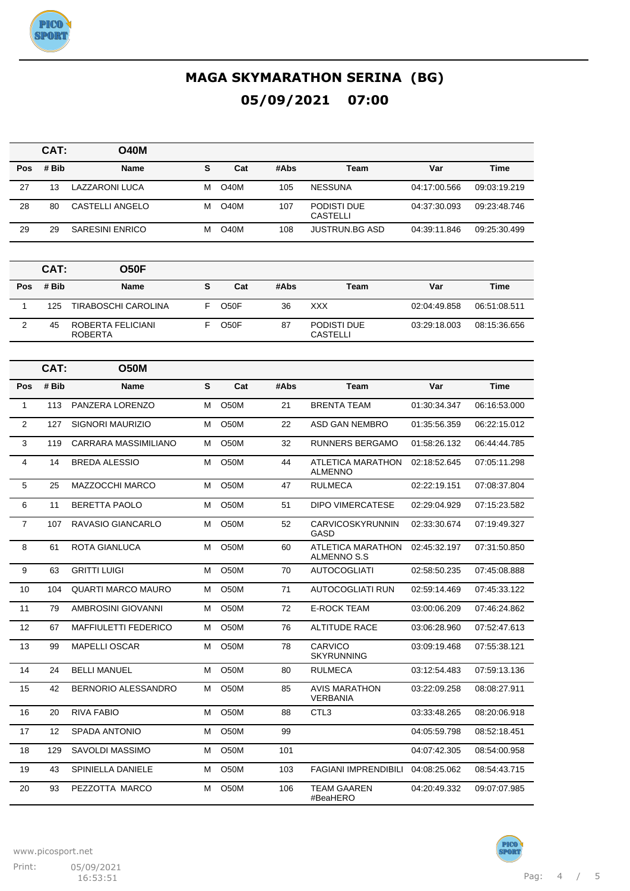# MAGA SKYMARATHON SERINA (BG)

## 05/09/2021 07:00

| CAT: | O40M | | | | | | |
|---|---|---|---|---|---|---|---|
| **Pos** | **# Bib** | **Name** | **S** | **Cat** | **#Abs** | **Team** | **Var** | **Time** |
| 27 | 13 | LAZZARONI LUCA | M | O40M | 105 | NESSUNA | 04:17:00.566 | 09:03:19.219 |
| 28 | 80 | CASTELLI ANGELO | M | O40M | 107 | PODISTI DUE CASTELLI | 04:37:30.093 | 09:23:48.746 |
| 29 | 29 | SARESINI ENRICO | M | O40M | 108 | JUSTRUN.BG ASD | 04:39:11.846 | 09:25:30.499 |

| CAT: | O50F | | | | | | | |
|---|---|---|---|---|---|---|---|---|
| **Pos** | **# Bib** | **Name** | **S** | **Cat** | **#Abs** | **Team** | **Var** | **Time** |
| 1 | 125 | TIRABOSCHI CAROLINA | F | O50F | 36 | XXX | 02:04:49.858 | 06:51:08.511 |
| 2 | 45 | ROBERTA FELICIANI ROBERTA | F | O50F | 87 | PODISTI DUE CASTELLI | 03:29:18.003 | 08:15:36.656 |

| CAT: | O50M | | | | | | | |
|---|---|---|---|---|---|---|---|---|
| **Pos** | **# Bib** | **Name** | **S** | **Cat** | **#Abs** | **Team** | **Var** | **Time** |
| 1 | 113 | PANZERA LORENZO | M | O50M | 21 | BRENTA TEAM | 01:30:34.347 | 06:16:53.000 |
| 2 | 127 | SIGNORI MAURIZIO | M | O50M | 22 | ASD GAN NEMBRO | 01:35:56.359 | 06:22:15.012 |
| 3 | 119 | CARRARA MASSIMILIANO | M | O50M | 32 | RUNNERS BERGAMO | 01:58:26.132 | 06:44:44.785 |
| 4 | 14 | BREDA ALESSIO | M | O50M | 44 | ATLETICA MARATHON ALMENNO | 02:18:52.645 | 07:05:11.298 |
| 5 | 25 | MAZZOCCHI MARCO | M | O50M | 47 | RULMECA | 02:22:19.151 | 07:08:37.804 |
| 6 | 11 | BERETTA PAOLO | M | O50M | 51 | DIPO VIMERCATESE | 02:29:04.929 | 07:15:23.582 |
| 7 | 107 | RAVASIO GIANCARLO | M | O50M | 52 | CARVICOSKYRUNNIN GASD | 02:33:30.674 | 07:19:49.327 |
| 8 | 61 | ROTA GIANLUCA | M | O50M | 60 | ATLETICA MARATHON ALMENNO S.S | 02:45:32.197 | 07:31:50.850 |
| 9 | 63 | GRITTI LUIGI | M | O50M | 70 | AUTOCOGLIATI | 02:58:50.235 | 07:45:08.888 |
| 10 | 104 | QUARTI MARCO MAURO | M | O50M | 71 | AUTOCOGLIATI RUN | 02:59:14.469 | 07:45:33.122 |
| 11 | 79 | AMBROSINI GIOVANNI | M | O50M | 72 | E-ROCK TEAM | 03:00:06.209 | 07:46:24.862 |
| 12 | 67 | MAFFIULETTI FEDERICO | M | O50M | 76 | ALTITUDE RACE | 03:06:28.960 | 07:52:47.613 |
| 13 | 99 | MAPELLI OSCAR | M | O50M | 78 | CARVICO SKYRUNNING | 03:09:19.468 | 07:55:38.121 |
| 14 | 24 | BELLI MANUEL | M | O50M | 80 | RULMECA | 03:12:54.483 | 07:59:13.136 |
| 15 | 42 | BERNORIO ALESSANDRO | M | O50M | 85 | AVIS MARATHON VERBANIA | 03:22:09.258 | 08:08:27.911 |
| 16 | 20 | RIVA FABIO | M | O50M | 88 | CTL3 | 03:33:48.265 | 08:20:06.918 |
| 17 | 12 | SPADA ANTONIO | M | O50M | 99 | | 04:05:59.798 | 08:52:18.451 |
| 18 | 129 | SAVOLDI MASSIMO | M | O50M | 101 | | 04:07:42.305 | 08:54:00.958 |
| 19 | 43 | SPINIELLA DANIELE | M | O50M | 103 | FAGIANI IMPRENDIBILI | 04:08:25.062 | 08:54:43.715 |
| 20 | 93 | PEZZOTTA MARCO | M | O50M | 106 | TEAM GAAREN #BeaHERO | 04:20:49.332 | 09:07:07.985 |

www.picosport.net

Print: 05/09/2021 16:53:51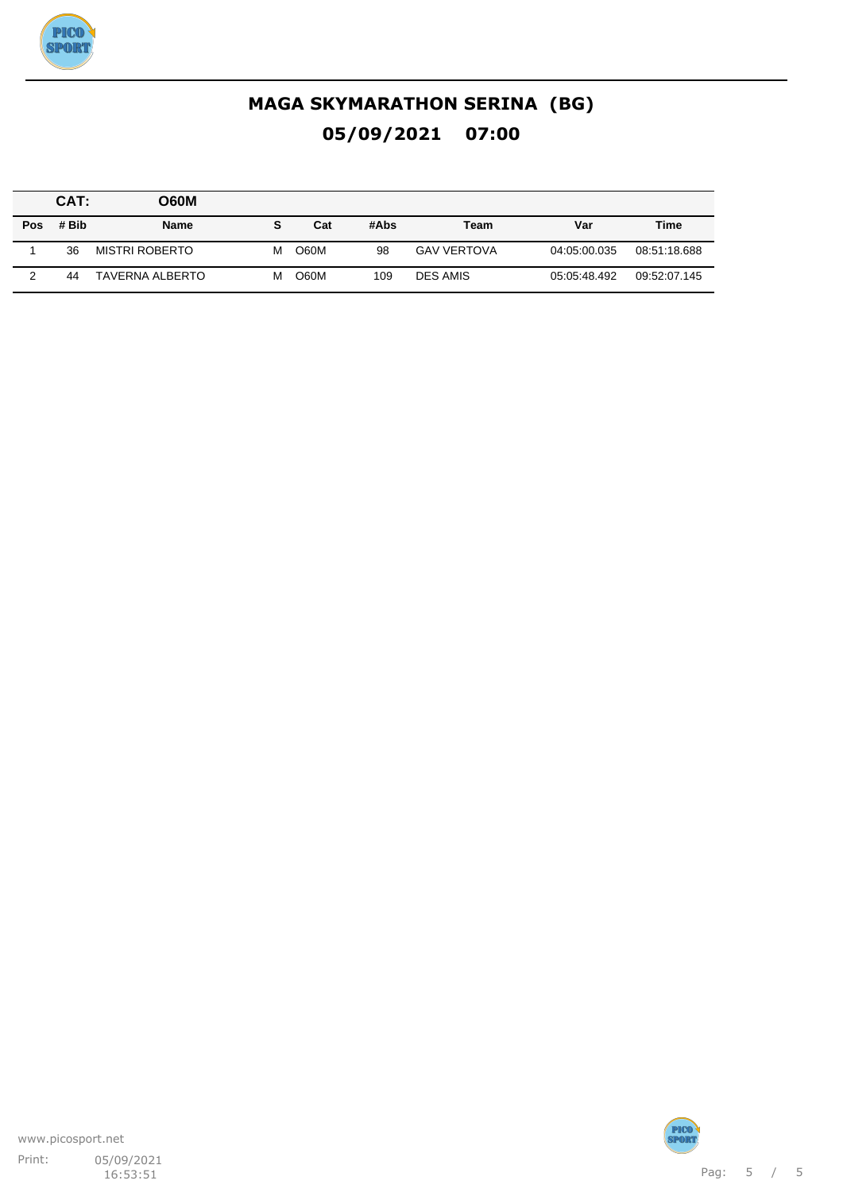# MAGA SKYMARATHON SERINA (BG)

## 05/09/2021 07:00

| CAT: | O60M | | | | | | | |
|---|---|---|---|---|---|---|---|---|
| **Pos** | **# Bib** | **Name** | **S** | **Cat** | **#Abs** | **Team** | **Var** | **Time** |
| 1 | 36 | MISTRI ROBERTO | M | O60M | 98 | GAV VERTOVA | 04:05:00.035 | 08:51:18.688 |
| 2 | 44 | TAVERNA ALBERTO | M | O60M | 109 | DES AMIS | 05:05:48.492 | 09:52:07.145 |

www.picosport.net

Print: 05/09/2021 16:53:51